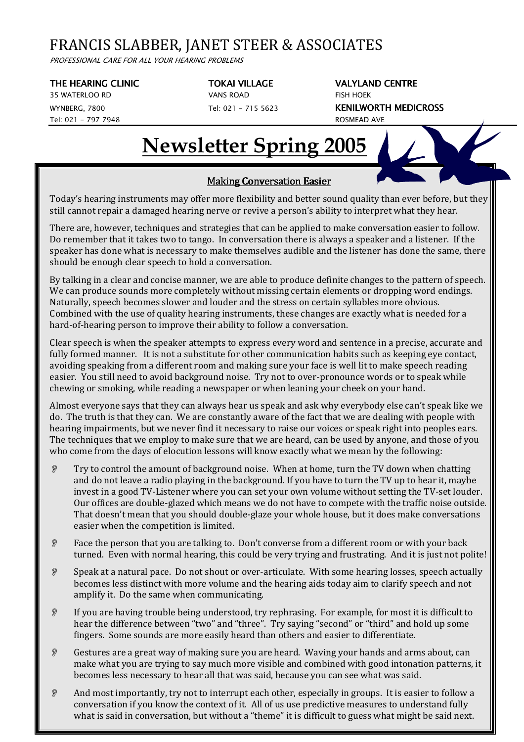# FRANCIS SLABBER, JANET STEER & ASSOCIATES

*PROFESSIONAL CARE FOR ALL YOUR HEARING PROBLEMS*

**THE HEARING CLINIC**
35 WATERLOO RD
WYNBERG, 7800
Tel: 021 – 797 7948

**TOKAI VILLAGE**
VANS ROAD
Tel: 021 – 715 5623

**VALYLAND CENTRE**
FISH HOEK

**KENILWORTH MEDICROSS**
ROSMEAD AVE

# Newsletter Spring 2005

## Making Conversation Easier

Today's hearing instruments may offer more flexibility and better sound quality than ever before, but they still cannot repair a damaged hearing nerve or revive a person's ability to interpret what they hear.

There are, however, techniques and strategies that can be applied to make conversation easier to follow. Do remember that it takes two to tango. In conversation there is always a speaker and a listener. If the speaker has done what is necessary to make themselves audible and the listener has done the same, there should be enough clear speech to hold a conversation.

By talking in a clear and concise manner, we are able to produce definite changes to the pattern of speech. We can produce sounds more completely without missing certain elements or dropping word endings. Naturally, speech becomes slower and louder and the stress on certain syllables more obvious. Combined with the use of quality hearing instruments, these changes are exactly what is needed for a hard-of-hearing person to improve their ability to follow a conversation.

Clear speech is when the speaker attempts to express every word and sentence in a precise, accurate and fully formed manner. It is not a substitute for other communication habits such as keeping eye contact, avoiding speaking from a different room and making sure your face is well lit to make speech reading easier. You still need to avoid background noise. Try not to over-pronounce words or to speak while chewing or smoking, while reading a newspaper or when leaning your cheek on your hand.

Almost everyone says that they can always hear us speak and ask why everybody else can't speak like we do. The truth is that they can. We are constantly aware of the fact that we are dealing with people with hearing impairments, but we never find it necessary to raise our voices or speak right into peoples ears. The techniques that we employ to make sure that we are heard, can be used by anyone, and those of you who come from the days of elocution lessons will know exactly what we mean by the following:

- Try to control the amount of background noise. When at home, turn the TV down when chatting and do not leave a radio playing in the background. If you have to turn the TV up to hear it, maybe invest in a good TV-Listener where you can set your own volume without setting the TV-set louder. Our offices are double-glazed which means we do not have to compete with the traffic noise outside. That doesn't mean that you should double-glaze your whole house, but it does make conversations easier when the competition is limited.
- Face the person that you are talking to. Don't converse from a different room or with your back turned. Even with normal hearing, this could be very trying and frustrating. And it is just not polite!
- Speak at a natural pace. Do not shout or over-articulate. With some hearing losses, speech actually becomes less distinct with more volume and the hearing aids today aim to clarify speech and not amplify it. Do the same when communicating.
- If you are having trouble being understood, try rephrasing. For example, for most it is difficult to hear the difference between "two" and "three". Try saying "second" or "third" and hold up some fingers. Some sounds are more easily heard than others and easier to differentiate.
- Gestures are a great way of making sure you are heard. Waving your hands and arms about, can make what you are trying to say much more visible and combined with good intonation patterns, it becomes less necessary to hear all that was said, because you can see what was said.
- And most importantly, try not to interrupt each other, especially in groups. It is easier to follow a conversation if you know the context of it. All of us use predictive measures to understand fully what is said in conversation, but without a "theme" it is difficult to guess what might be said next.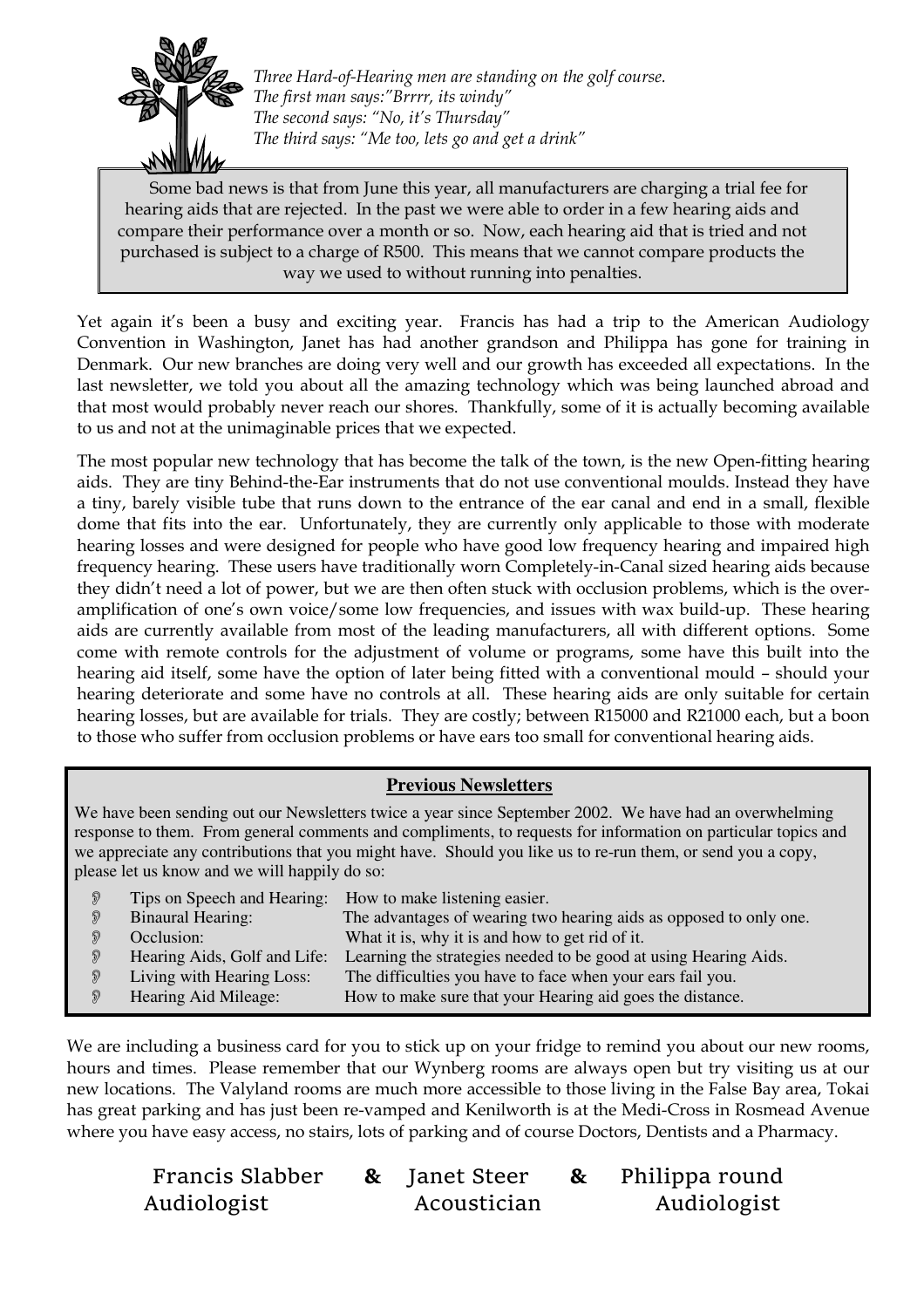*Three Hard-of-Hearing men are standing on the golf course.*
*The first man says:"Brrrr, its windy"*
*The second says: "No, it's Thursday"*
*The third says: "Me too, lets go and get a drink"*

Some bad news is that from June this year, all manufacturers are charging a trial fee for hearing aids that are rejected. In the past we were able to order in a few hearing aids and compare their performance over a month or so. Now, each hearing aid that is tried and not purchased is subject to a charge of R500. This means that we cannot compare products the way we used to without running into penalties.

Yet again it's been a busy and exciting year. Francis has had a trip to the American Audiology Convention in Washington, Janet has had another grandson and Philippa has gone for training in Denmark. Our new branches are doing very well and our growth has exceeded all expectations. In the last newsletter, we told you about all the amazing technology which was being launched abroad and that most would probably never reach our shores. Thankfully, some of it is actually becoming available to us and not at the unimaginable prices that we expected.

The most popular new technology that has become the talk of the town, is the new Open-fitting hearing aids. They are tiny Behind-the-Ear instruments that do not use conventional moulds. Instead they have a tiny, barely visible tube that runs down to the entrance of the ear canal and end in a small, flexible dome that fits into the ear. Unfortunately, they are currently only applicable to those with moderate hearing losses and were designed for people who have good low frequency hearing and impaired high frequency hearing. These users have traditionally worn Completely-in-Canal sized hearing aids because they didn't need a lot of power, but we are then often stuck with occlusion problems, which is the over-amplification of one's own voice/some low frequencies, and issues with wax build-up. These hearing aids are currently available from most of the leading manufacturers, all with different options. Some come with remote controls for the adjustment of volume or programs, some have this built into the hearing aid itself, some have the option of later being fitted with a conventional mould – should your hearing deteriorate and some have no controls at all. These hearing aids are only suitable for certain hearing losses, but are available for trials. They are costly; between R15000 and R21000 each, but a boon to those who suffer from occlusion problems or have ears too small for conventional hearing aids.

## Previous Newsletters

We have been sending out our Newsletters twice a year since September 2002. We have had an overwhelming response to them. From general comments and compliments, to requests for information on particular topics and we appreciate any contributions that you might have. Should you like us to re-run them, or send you a copy, please let us know and we will happily do so:

- Tips on Speech and Hearing: How to make listening easier.
- Binaural Hearing: The advantages of wearing two hearing aids as opposed to only one.
- Occlusion: What it is, why it is and how to get rid of it.
- Hearing Aids, Golf and Life: Learning the strategies needed to be good at using Hearing Aids.
- Living with Hearing Loss: The difficulties you have to face when your ears fail you.
- Hearing Aid Mileage: How to make sure that your Hearing aid goes the distance.

We are including a business card for you to stick up on your fridge to remind you about our new rooms, hours and times. Please remember that our Wynberg rooms are always open but try visiting us at our new locations. The Valyland rooms are much more accessible to those living in the False Bay area, Tokai has great parking and has just been re-vamped and Kenilworth is at the Medi-Cross in Rosmead Avenue where you have easy access, no stairs, lots of parking and of course Doctors, Dentists and a Pharmacy.

Francis Slabber **&** Janet Steer **&** Philippa round
Audiologist Acoustician Audiologist